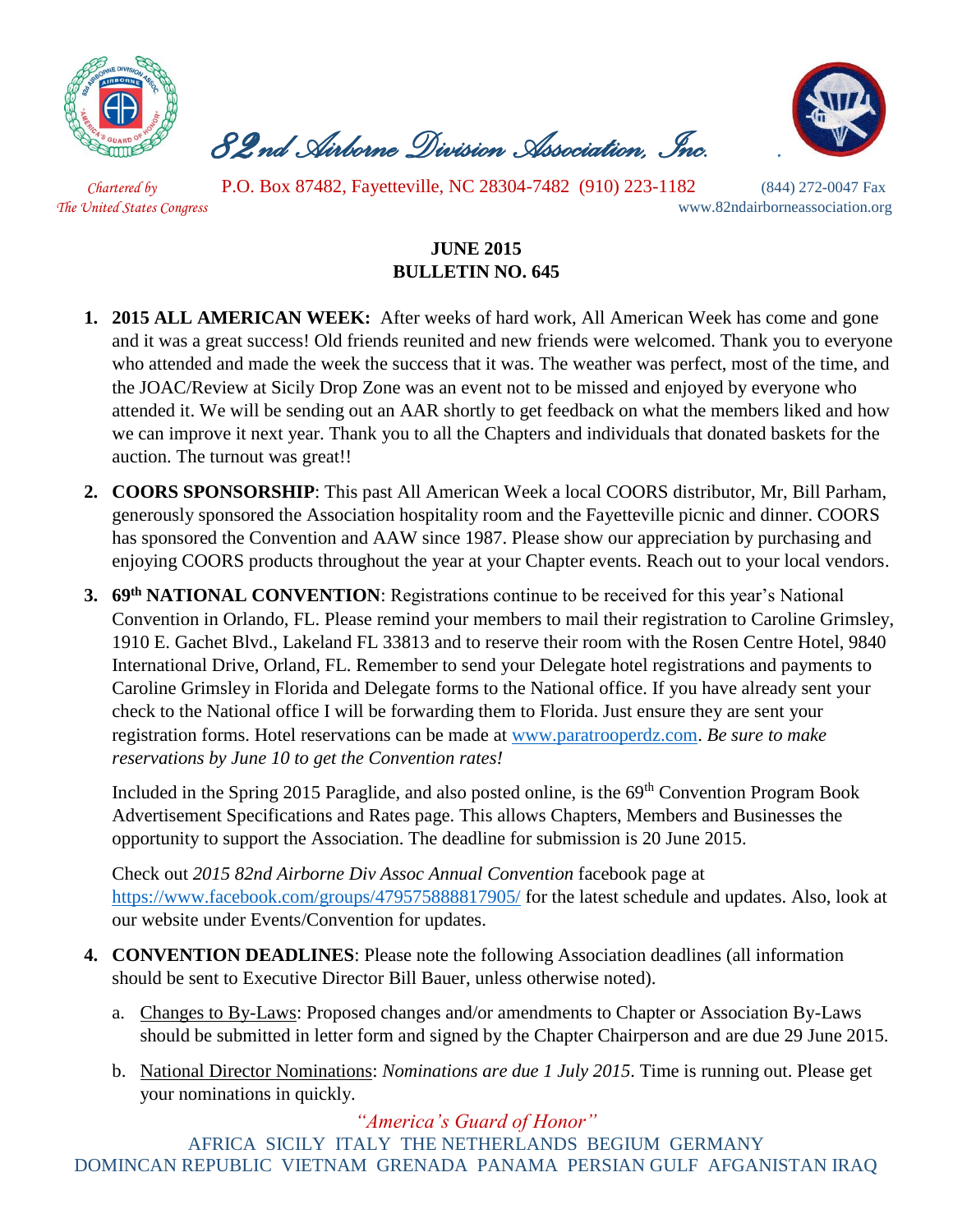# 82nd Airborne Division Association, Inc.

*Chartered by The United States Congress*

P.O. Box 87482, Fayetteville, NC 28304-7482 (910) 223-1182 (844) 272-0047 Fax

www.82ndairborneassociation.org

## JUNE 2015
## BULLETIN NO. 645

1. **2015 ALL AMERICAN WEEK:** After weeks of hard work, All American Week has come and gone and it was a great success! Old friends reunited and new friends were welcomed. Thank you to everyone who attended and made the week the success that it was. The weather was perfect, most of the time, and the JOAC/Review at Sicily Drop Zone was an event not to be missed and enjoyed by everyone who attended it. We will be sending out an AAR shortly to get feedback on what the members liked and how we can improve it next year. Thank you to all the Chapters and individuals that donated baskets for the auction. The turnout was great!!

2. **COORS SPONSORSHIP**: This past All American Week a local COORS distributor, Mr, Bill Parham, generously sponsored the Association hospitality room and the Fayetteville picnic and dinner. COORS has sponsored the Convention and AAW since 1987. Please show our appreciation by purchasing and enjoying COORS products throughout the year at your Chapter events. Reach out to your local vendors.

3. **69th NATIONAL CONVENTION**: Registrations continue to be received for this year's National Convention in Orlando, FL. Please remind your members to mail their registration to Caroline Grimsley, 1910 E. Gachet Blvd., Lakeland FL 33813 and to reserve their room with the Rosen Centre Hotel, 9840 International Drive, Orland, FL. Remember to send your Delegate hotel registrations and payments to Caroline Grimsley in Florida and Delegate forms to the National office. If you have already sent your check to the National office I will be forwarding them to Florida. Just ensure they are sent your registration forms. Hotel reservations can be made at www.paratrooperdz.com. *Be sure to make reservations by June 10 to get the Convention rates!*

   Included in the Spring 2015 Paraglide, and also posted online, is the 69th Convention Program Book Advertisement Specifications and Rates page. This allows Chapters, Members and Businesses the opportunity to support the Association. The deadline for submission is 20 June 2015.

   Check out *2015 82nd Airborne Div Assoc Annual Convention* facebook page at https://www.facebook.com/groups/479575888817905/ for the latest schedule and updates. Also, look at our website under Events/Convention for updates.

4. **CONVENTION DEADLINES**: Please note the following Association deadlines (all information should be sent to Executive Director Bill Bauer, unless otherwise noted).

   a. Changes to By-Laws: Proposed changes and/or amendments to Chapter or Association By-Laws should be submitted in letter form and signed by the Chapter Chairperson and are due 29 June 2015.

   b. National Director Nominations: *Nominations are due 1 July 2015*. Time is running out. Please get your nominations in quickly.

*"America's Guard of Honor"*

AFRICA SICILY ITALY THE NETHERLANDS BEGIUM GERMANY DOMINCAN REPUBLIC VIETNAM GRENADA PANAMA PERSIAN GULF AFGANISTAN IRAQ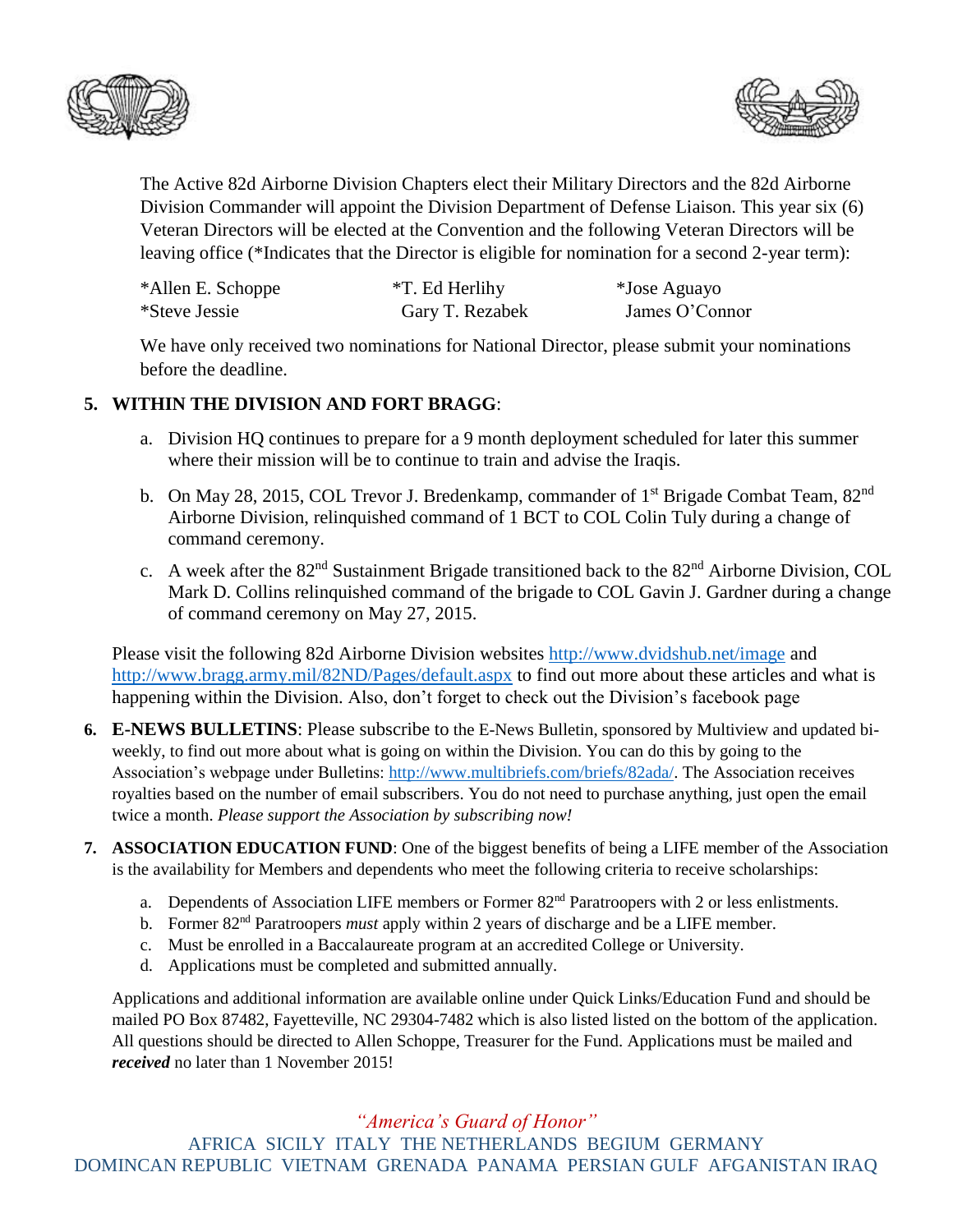The Active 82d Airborne Division Chapters elect their Military Directors and the 82d Airborne Division Commander will appoint the Division Department of Defense Liaison. This year six (6) Veteran Directors will be elected at the Convention and the following Veteran Directors will be leaving office (*Indicates that the Director is eligible for nomination for a second 2-year term):

| | | |
|---|---|---|
| *Allen E. Schoppe | *T. Ed Herlihy | *Jose Aguayo |
| *Steve Jessie | Gary T. Rezabek | James O'Connor |

We have only received two nominations for National Director, please submit your nominations before the deadline.

5. **WITHIN THE DIVISION AND FORT BRAGG**:

   a. Division HQ continues to prepare for a 9 month deployment scheduled for later this summer where their mission will be to continue to train and advise the Iraqis.

   b. On May 28, 2015, COL Trevor J. Bredenkamp, commander of 1st Brigade Combat Team, 82nd Airborne Division, relinquished command of 1 BCT to COL Colin Tuly during a change of command ceremony.

   c. A week after the 82nd Sustainment Brigade transitioned back to the 82nd Airborne Division, COL Mark D. Collins relinquished command of the brigade to COL Gavin J. Gardner during a change of command ceremony on May 27, 2015.

   Please visit the following 82d Airborne Division websites http://www.dvidshub.net/image and http://www.bragg.army.mil/82ND/Pages/default.aspx to find out more about these articles and what is happening within the Division. Also, don't forget to check out the Division's facebook page

6. **E-NEWS BULLETINS**: Please subscribe to the E-News Bulletin, sponsored by Multiview and updated bi-weekly, to find out more about what is going on within the Division. You can do this by going to the Association's webpage under Bulletins: http://www.multibriefs.com/briefs/82ada/. The Association receives royalties based on the number of email subscribers. You do not need to purchase anything, just open the email twice a month. *Please support the Association by subscribing now!*

7. **ASSOCIATION EDUCATION FUND**: One of the biggest benefits of being a LIFE member of the Association is the availability for Members and dependents who meet the following criteria to receive scholarships:

   a. Dependents of Association LIFE members or Former 82nd Paratroopers with 2 or less enlistments.
   b. Former 82nd Paratroopers *must* apply within 2 years of discharge and be a LIFE member.
   c. Must be enrolled in a Baccalaureate program at an accredited College or University.
   d. Applications must be completed and submitted annually.

   Applications and additional information are available online under Quick Links/Education Fund and should be mailed PO Box 87482, Fayetteville, NC 29304-7482 which is also listed listed on the bottom of the application. All questions should be directed to Allen Schoppe, Treasurer for the Fund. Applications must be mailed and ***received*** no later than 1 November 2015!

*"America's Guard of Honor"*

AFRICA SICILY ITALY THE NETHERLANDS BEGIUM GERMANY
DOMINCAN REPUBLIC VIETNAM GRENADA PANAMA PERSIAN GULF AFGANISTAN IRAQ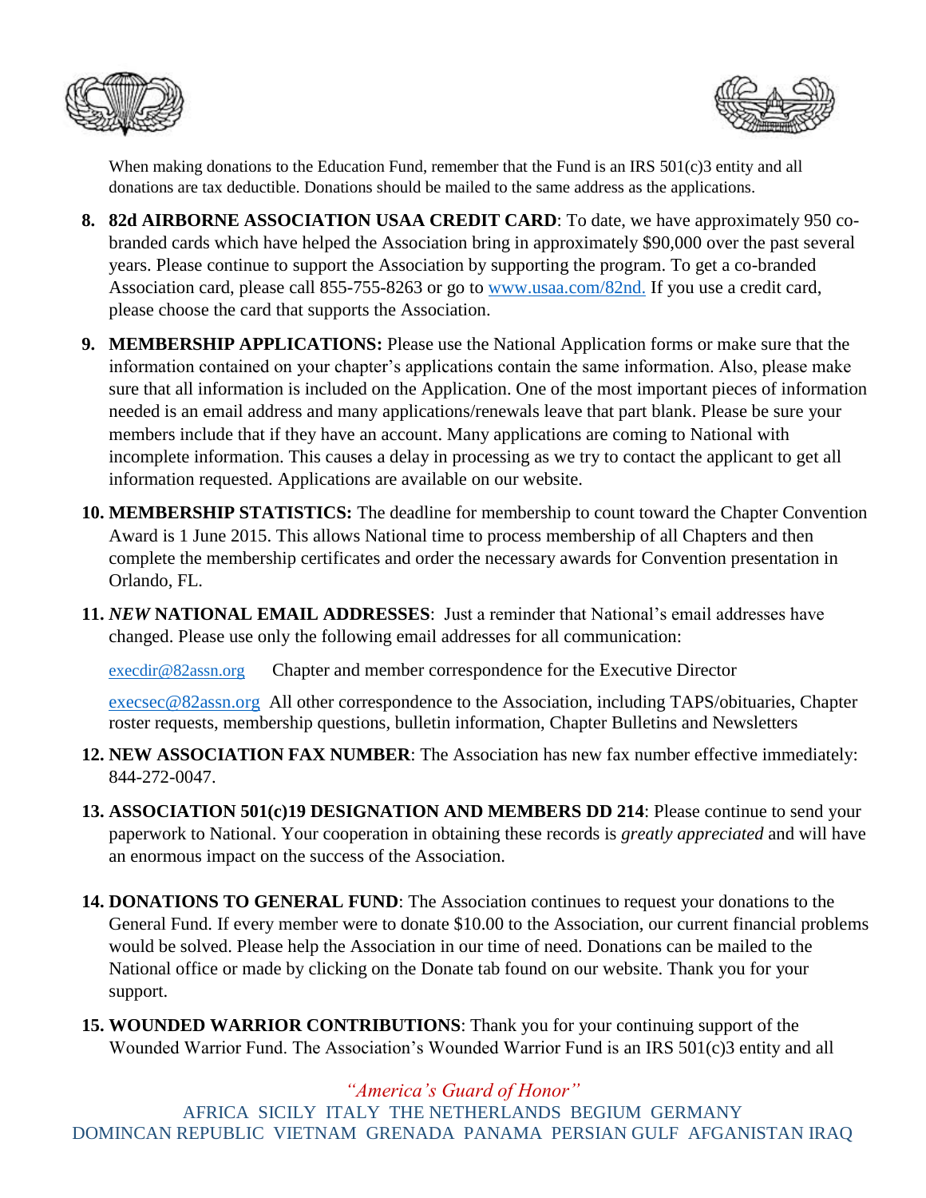When making donations to the Education Fund, remember that the Fund is an IRS 501(c)3 entity and all donations are tax deductible. Donations should be mailed to the same address as the applications.

8. **82d AIRBORNE ASSOCIATION USAA CREDIT CARD**: To date, we have approximately 950 co-branded cards which have helped the Association bring in approximately $90,000 over the past several years. Please continue to support the Association by supporting the program. To get a co-branded Association card, please call 855-755-8263 or go to www.usaa.com/82nd. If you use a credit card, please choose the card that supports the Association.

9. **MEMBERSHIP APPLICATIONS:** Please use the National Application forms or make sure that the information contained on your chapter's applications contain the same information. Also, please make sure that all information is included on the Application. One of the most important pieces of information needed is an email address and many applications/renewals leave that part blank. Please be sure your members include that if they have an account. Many applications are coming to National with incomplete information. This causes a delay in processing as we try to contact the applicant to get all information requested. Applications are available on our website.

10. **MEMBERSHIP STATISTICS:** The deadline for membership to count toward the Chapter Convention Award is 1 June 2015. This allows National time to process membership of all Chapters and then complete the membership certificates and order the necessary awards for Convention presentation in Orlando, FL.

11. ***NEW* NATIONAL EMAIL ADDRESSES**: Just a reminder that National's email addresses have changed. Please use only the following email addresses for all communication:

    execdir@82assn.org Chapter and member correspondence for the Executive Director

    execsec@82assn.org All other correspondence to the Association, including TAPS/obituaries, Chapter roster requests, membership questions, bulletin information, Chapter Bulletins and Newsletters

12. **NEW ASSOCIATION FAX NUMBER**: The Association has new fax number effective immediately: 844-272-0047.

13. **ASSOCIATION 501(c)19 DESIGNATION AND MEMBERS DD 214**: Please continue to send your paperwork to National. Your cooperation in obtaining these records is *greatly appreciated* and will have an enormous impact on the success of the Association.

14. **DONATIONS TO GENERAL FUND**: The Association continues to request your donations to the General Fund. If every member were to donate $10.00 to the Association, our current financial problems would be solved. Please help the Association in our time of need. Donations can be mailed to the National office or made by clicking on the Donate tab found on our website. Thank you for your support.

15. **WOUNDED WARRIOR CONTRIBUTIONS**: Thank you for your continuing support of the Wounded Warrior Fund. The Association's Wounded Warrior Fund is an IRS 501(c)3 entity and all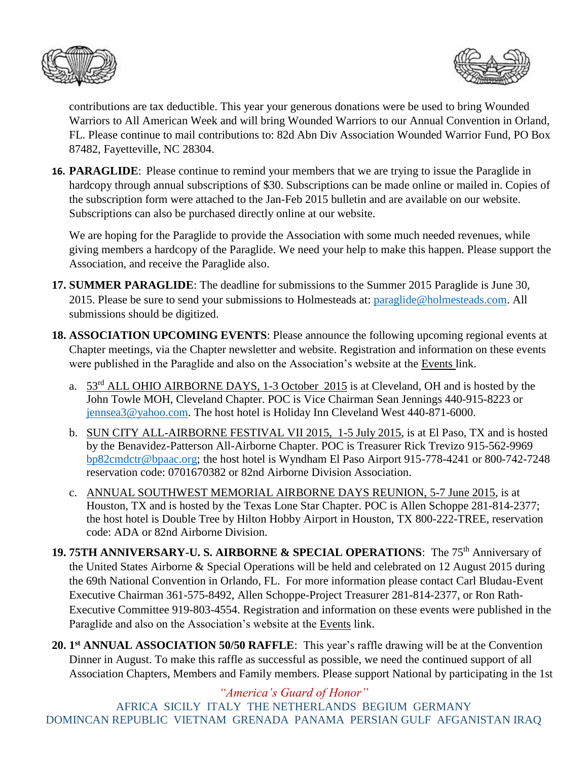contributions are tax deductible. This year your generous donations were be used to bring Wounded Warriors to All American Week and will bring Wounded Warriors to our Annual Convention in Orland, FL. Please continue to mail contributions to: 82d Abn Div Association Wounded Warrior Fund, PO Box 87482, Fayetteville, NC 28304.

16. **PARAGLIDE**: Please continue to remind your members that we are trying to issue the Paraglide in hardcopy through annual subscriptions of $30. Subscriptions can be made online or mailed in. Copies of the subscription form were attached to the Jan-Feb 2015 bulletin and are available on our website. Subscriptions can also be purchased directly online at our website.

    We are hoping for the Paraglide to provide the Association with some much needed revenues, while giving members a hardcopy of the Paraglide. We need your help to make this happen. Please support the Association, and receive the Paraglide also.

17. **SUMMER PARAGLIDE**: The deadline for submissions to the Summer 2015 Paraglide is June 30, 2015. Please be sure to send your submissions to Holmesteads at: paraglide@holmesteads.com. All submissions should be digitized.

18. **ASSOCIATION UPCOMING EVENTS**: Please announce the following upcoming regional events at Chapter meetings, via the Chapter newsletter and website. Registration and information on these events were published in the Paraglide and also on the Association's website at the Events link.

    a. 53rd ALL OHIO AIRBORNE DAYS, 1-3 October 2015 is at Cleveland, OH and is hosted by the John Towle MOH, Cleveland Chapter. POC is Vice Chairman Sean Jennings 440-915-8223 or jennsea3@yahoo.com. The host hotel is Holiday Inn Cleveland West 440-871-6000.

    b. SUN CITY ALL-AIRBORNE FESTIVAL VII 2015, 1-5 July 2015, is at El Paso, TX and is hosted by the Benavidez-Patterson All-Airborne Chapter. POC is Treasurer Rick Trevizo 915-562-9969 bp82cmdctr@bpaac.org; the host hotel is Wyndham El Paso Airport 915-778-4241 or 800-742-7248 reservation code: 0701670382 or 82nd Airborne Division Association.

    c. ANNUAL SOUTHWEST MEMORIAL AIRBORNE DAYS REUNION, 5-7 June 2015, is at Houston, TX and is hosted by the Texas Lone Star Chapter. POC is Allen Schoppe 281-814-2377; the host hotel is Double Tree by Hilton Hobby Airport in Houston, TX 800-222-TREE, reservation code: ADA or 82nd Airborne Division.

19. **75TH ANNIVERSARY-U. S. AIRBORNE & SPECIAL OPERATIONS**: The 75th Anniversary of the United States Airborne & Special Operations will be held and celebrated on 12 August 2015 during the 69th National Convention in Orlando, FL. For more information please contact Carl Bludau-Event Executive Chairman 361-575-8492, Allen Schoppe-Project Treasurer 281-814-2377, or Ron Rath-Executive Committee 919-803-4554. Registration and information on these events were published in the Paraglide and also on the Association's website at the Events link.

20. **1st ANNUAL ASSOCIATION 50/50 RAFFLE**: This year's raffle drawing will be at the Convention Dinner in August. To make this raffle as successful as possible, we need the continued support of all Association Chapters, Members and Family members. Please support National by participating in the 1st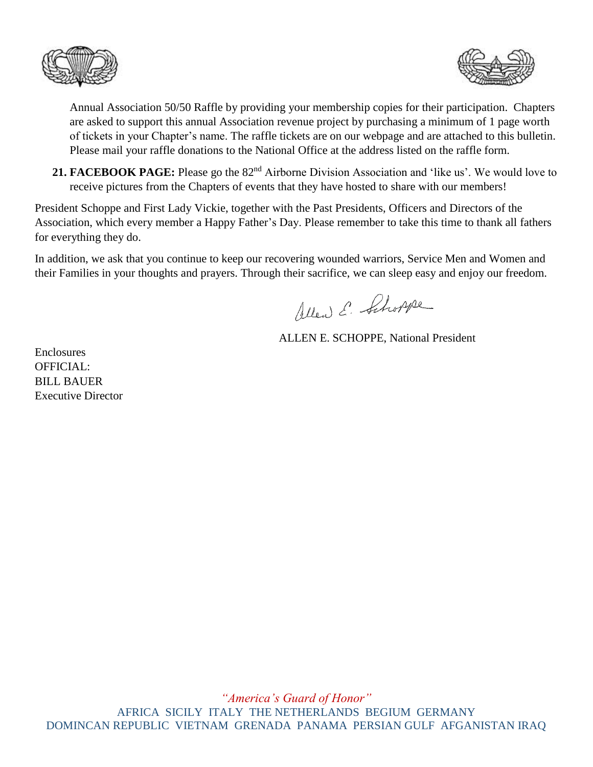Annual Association 50/50 Raffle by providing your membership copies for their participation. Chapters are asked to support this annual Association revenue project by purchasing a minimum of 1 page worth of tickets in your Chapter's name. The raffle tickets are on our webpage and are attached to this bulletin. Please mail your raffle donations to the National Office at the address listed on the raffle form.

21. **FACEBOOK PAGE:** Please go the 82nd Airborne Division Association and 'like us'. We would love to receive pictures from the Chapters of events that they have hosted to share with our members!

President Schoppe and First Lady Vickie, together with the Past Presidents, Officers and Directors of the Association, which every member a Happy Father's Day. Please remember to take this time to thank all fathers for everything they do.

In addition, we ask that you continue to keep our recovering wounded warriors, Service Men and Women and their Families in your thoughts and prayers. Through their sacrifice, we can sleep easy and enjoy our freedom.

Allen E. Schoppe

ALLEN E. SCHOPPE, National President

Enclosures
OFFICIAL:
BILL BAUER
Executive Director

*"America's Guard of Honor"*

AFRICA SICILY ITALY THE NETHERLANDS BEGIUM GERMANY
DOMINCAN REPUBLIC VIETNAM GRENADA PANAMA PERSIAN GULF AFGANISTAN IRAQ